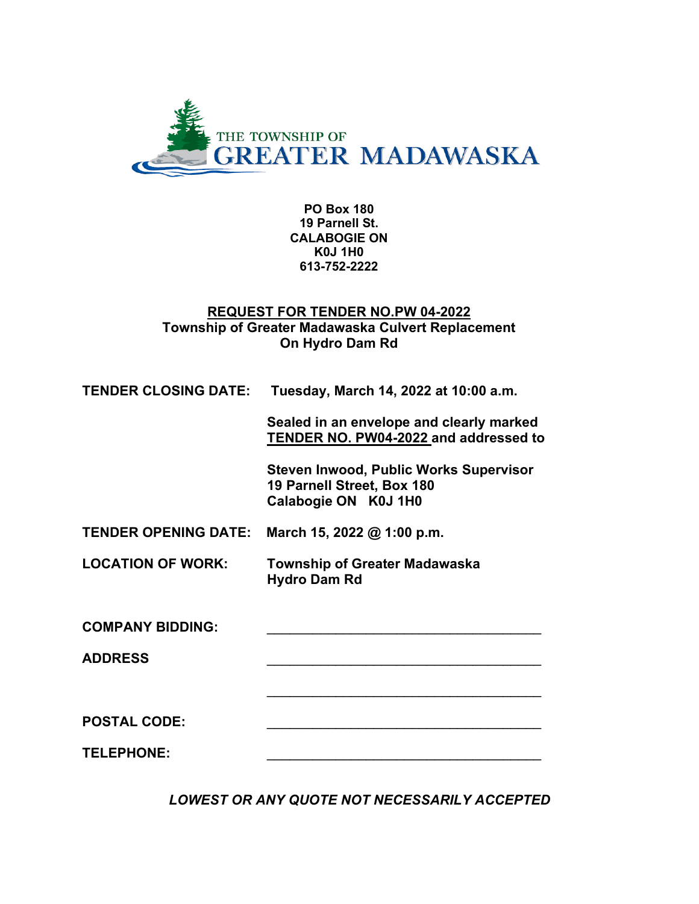THE TOWNSHIP OF
GREATER MADAWASKA

**PO Box 180**
**19 Parnell St.**
**CALABOGIE ON**
**K0J 1H0**
**613-752-2222**

## <u>REQUEST FOR TENDER NO.PW 04-2022</u>
## Township of Greater Madawaska Culvert Replacement On Hydro Dam Rd

**TENDER CLOSING DATE:** **Tuesday, March 14, 2022 at 10:00 a.m.**

**Sealed in an envelope and clearly marked <u>TENDER NO. PW04-2022</u> and addressed to**

**Steven Inwood, Public Works Supervisor**
**19 Parnell Street, Box 180**
**Calabogie ON K0J 1H0**

**TENDER OPENING DATE:** **March 15, 2022 @ 1:00 p.m.**

**LOCATION OF WORK:** **Township of Greater Madawaska**
**Hydro Dam Rd**

**COMPANY BIDDING:** ______________________________________

**ADDRESS** ______________________________________

______________________________________

**POSTAL CODE:** ______________________________________

**TELEPHONE:** ______________________________________

***LOWEST OR ANY QUOTE NOT NECESSARILY ACCEPTED***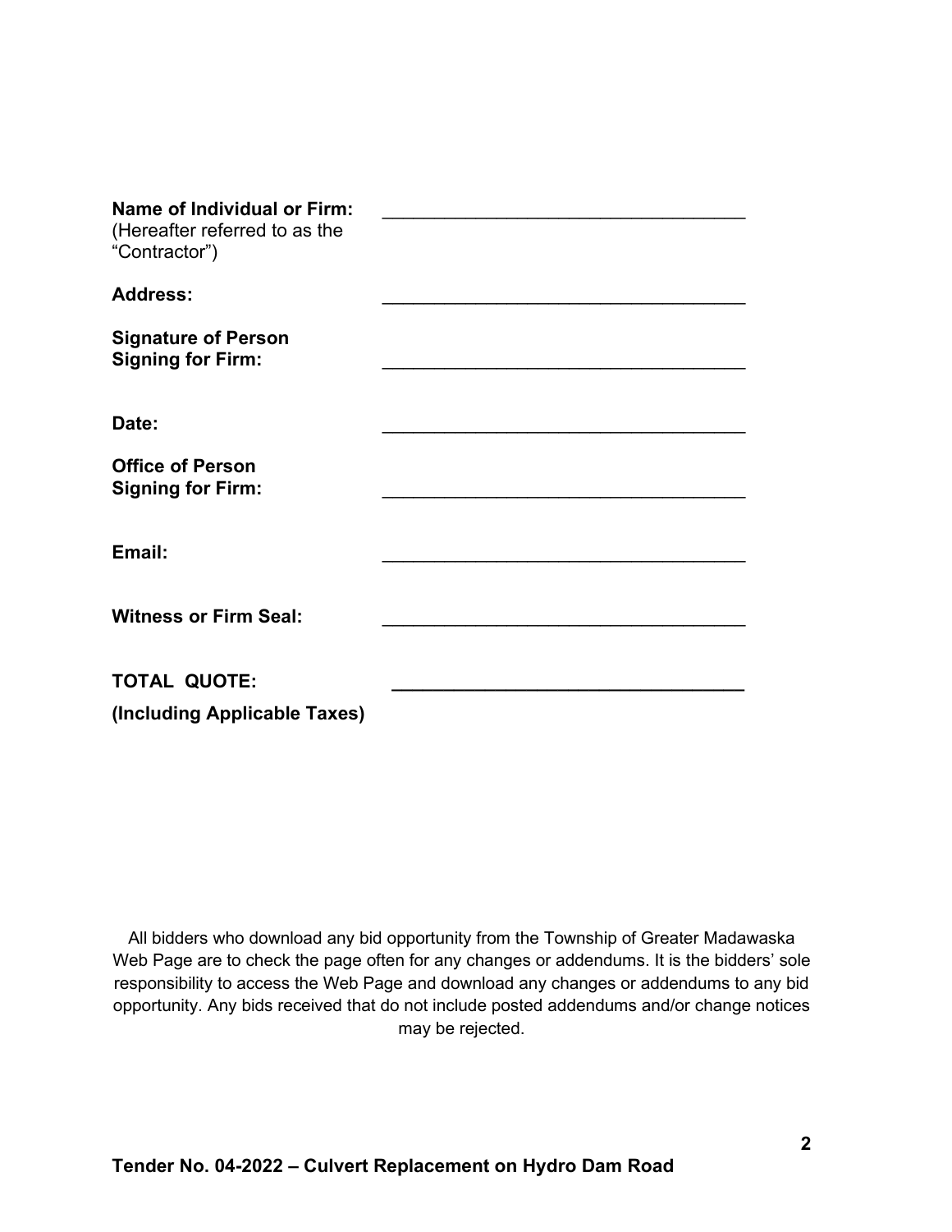**Name of Individual or Firm:** \_\_\_\_\_\_\_\_\_\_\_\_\_\_\_\_\_\_\_\_\_\_\_\_\_\_\_\_\_\_\_\_\_\_\_\_
(Hereafter referred to as the "Contractor")

**Address:** \_\_\_\_\_\_\_\_\_\_\_\_\_\_\_\_\_\_\_\_\_\_\_\_\_\_\_\_\_\_\_\_\_\_\_\_

**Signature of Person Signing for Firm:** \_\_\_\_\_\_\_\_\_\_\_\_\_\_\_\_\_\_\_\_\_\_\_\_\_\_\_\_\_\_\_\_\_\_\_\_

**Date:** \_\_\_\_\_\_\_\_\_\_\_\_\_\_\_\_\_\_\_\_\_\_\_\_\_\_\_\_\_\_\_\_\_\_\_\_

**Office of Person Signing for Firm:** \_\_\_\_\_\_\_\_\_\_\_\_\_\_\_\_\_\_\_\_\_\_\_\_\_\_\_\_\_\_\_\_\_\_\_\_

**Email:** \_\_\_\_\_\_\_\_\_\_\_\_\_\_\_\_\_\_\_\_\_\_\_\_\_\_\_\_\_\_\_\_\_\_\_\_

**Witness or Firm Seal:** \_\_\_\_\_\_\_\_\_\_\_\_\_\_\_\_\_\_\_\_\_\_\_\_\_\_\_\_\_\_\_\_\_\_\_\_

**TOTAL QUOTE:** \_\_\_\_\_\_\_\_\_\_\_\_\_\_\_\_\_\_\_\_\_\_\_\_\_\_\_\_\_\_\_\_\_\_\_\_

**(Including Applicable Taxes)**

All bidders who download any bid opportunity from the Township of Greater Madawaska Web Page are to check the page often for any changes or addendums. It is the bidders' sole responsibility to access the Web Page and download any changes or addendums to any bid opportunity. Any bids received that do not include posted addendums and/or change notices may be rejected.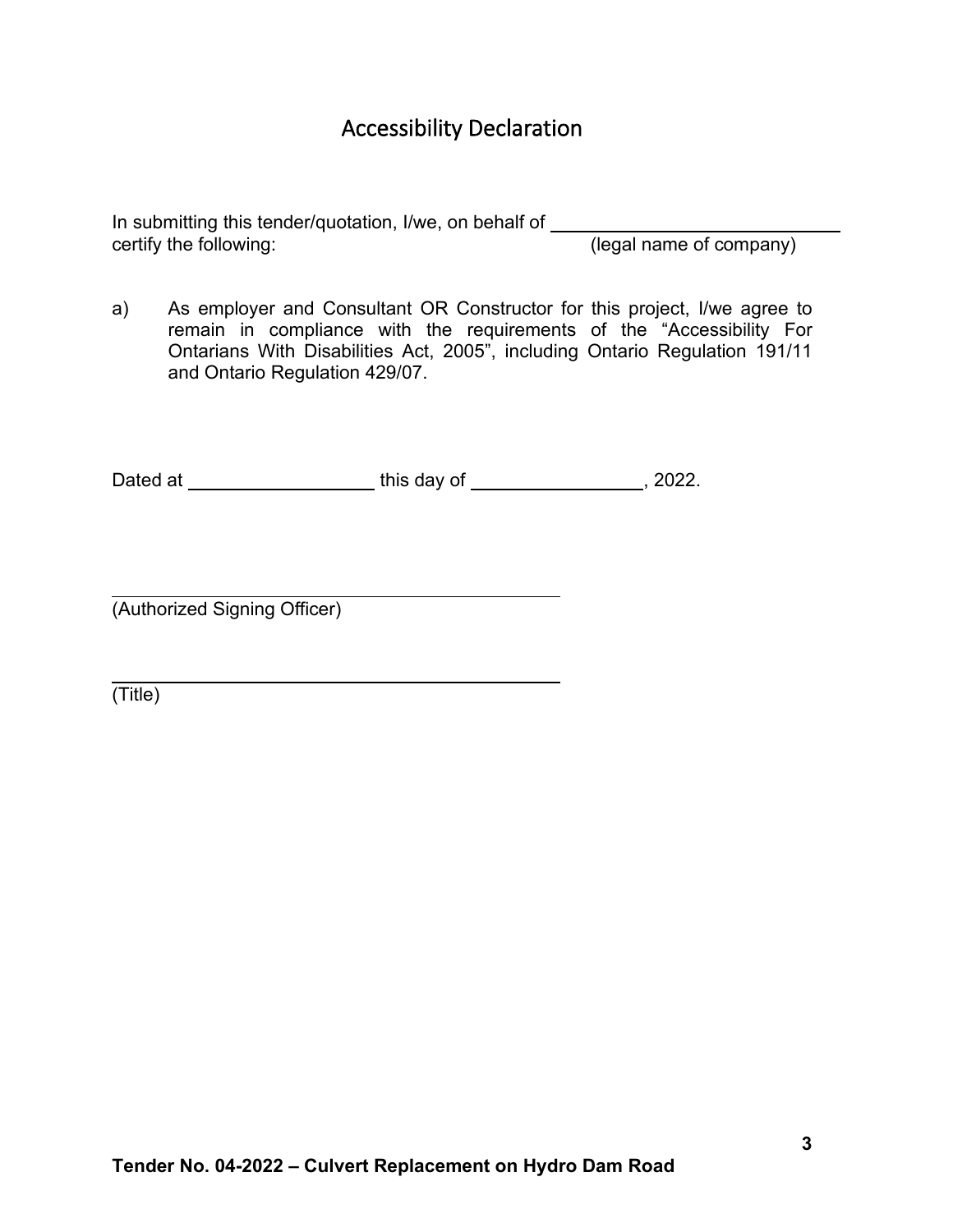# Accessibility Declaration

In submitting this tender/quotation, I/we, on behalf of ______________________________
certify the following: (legal name of company)

a) As employer and Consultant OR Constructor for this project, I/we agree to remain in compliance with the requirements of the "Accessibility For Ontarians With Disabilities Act, 2005", including Ontario Regulation 191/11 and Ontario Regulation 429/07.

Dated at ____________________ this day of __________________, 2022.

______________________________________________
(Authorized Signing Officer)

______________________________________________
(Title)

**Tender No. 04-2022 – Culvert Replacement on Hydro Dam Road**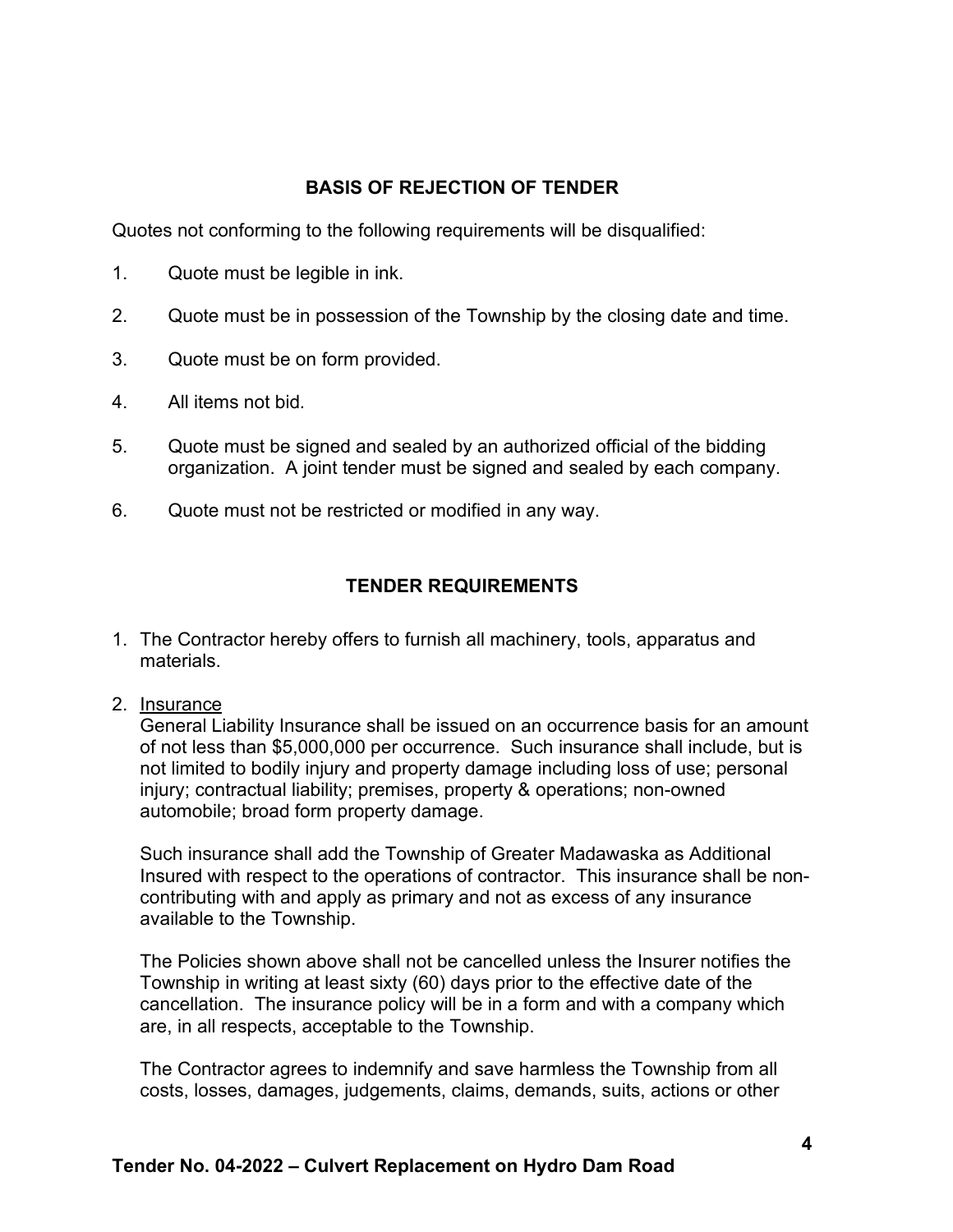## BASIS OF REJECTION OF TENDER

Quotes not conforming to the following requirements will be disqualified:

1. Quote must be legible in ink.
2. Quote must be in possession of the Township by the closing date and time.
3. Quote must be on form provided.
4. All items not bid.
5. Quote must be signed and sealed by an authorized official of the bidding organization. A joint tender must be signed and sealed by each company.
6. Quote must not be restricted or modified in any way.

## TENDER REQUIREMENTS

1. The Contractor hereby offers to furnish all machinery, tools, apparatus and materials.

2. Insurance

   General Liability Insurance shall be issued on an occurrence basis for an amount of not less than $5,000,000 per occurrence. Such insurance shall include, but is not limited to bodily injury and property damage including loss of use; personal injury; contractual liability; premises, property & operations; non-owned automobile; broad form property damage.

   Such insurance shall add the Township of Greater Madawaska as Additional Insured with respect to the operations of contractor. This insurance shall be non-contributing with and apply as primary and not as excess of any insurance available to the Township.

   The Policies shown above shall not be cancelled unless the Insurer notifies the Township in writing at least sixty (60) days prior to the effective date of the cancellation. The insurance policy will be in a form and with a company which are, in all respects, acceptable to the Township.

   The Contractor agrees to indemnify and save harmless the Township from all costs, losses, damages, judgements, claims, demands, suits, actions or other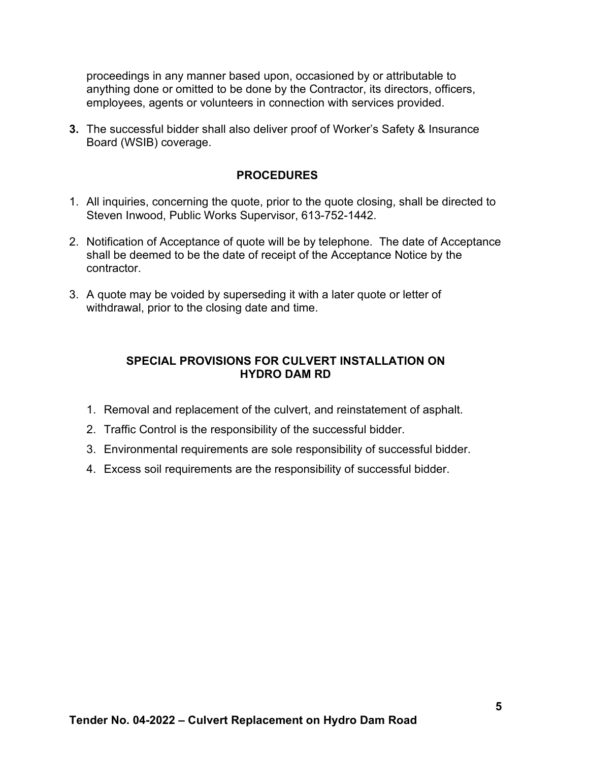proceedings in any manner based upon, occasioned by or attributable to anything done or omitted to be done by the Contractor, its directors, officers, employees, agents or volunteers in connection with services provided.

**3.** The successful bidder shall also deliver proof of Worker's Safety & Insurance Board (WSIB) coverage.

## PROCEDURES

1. All inquiries, concerning the quote, prior to the quote closing, shall be directed to Steven Inwood, Public Works Supervisor, 613-752-1442.
2. Notification of Acceptance of quote will be by telephone. The date of Acceptance shall be deemed to be the date of receipt of the Acceptance Notice by the contractor.
3. A quote may be voided by superseding it with a later quote or letter of withdrawal, prior to the closing date and time.

## SPECIAL PROVISIONS FOR CULVERT INSTALLATION ON HYDRO DAM RD

1. Removal and replacement of the culvert, and reinstatement of asphalt.
2. Traffic Control is the responsibility of the successful bidder.
3. Environmental requirements are sole responsibility of successful bidder.
4. Excess soil requirements are the responsibility of successful bidder.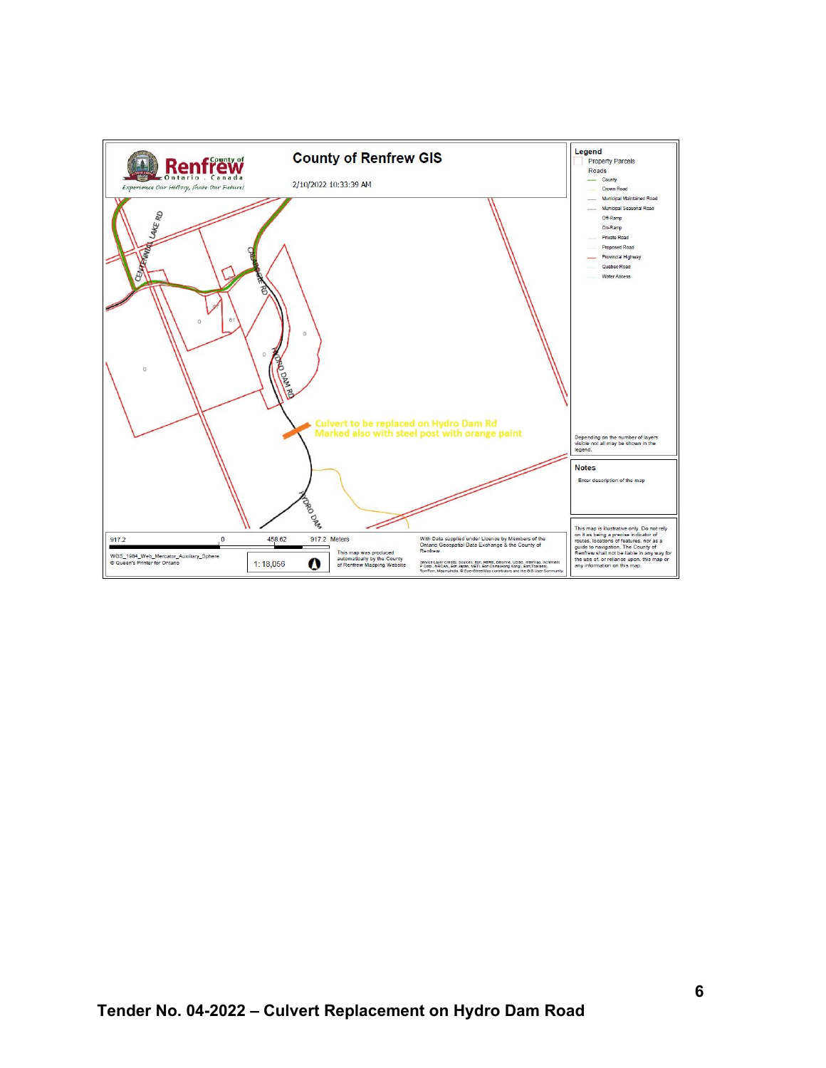County of Renfrew
Ontario . Canada
*Experience Our History, Share Our Future!*

# County of Renfrew GIS

2/10/2022 10:33:39 AM

**Legend**

Property Parcels

Roads

- County
- Crown Road
- Municipal Maintained Road
- Municipal Seasonal Road
- Off-Ramp
- On-Ramp
- Private Road
- Proposed Road
- Provincial Highway
- Quebec Road
- Water Access

Depending on the number of layers visible not all may be shown in the legend.

CENTENNIAL LAKE RD

CALABOGIE RD

HYDRO DAM RD

HYDRO DAM

Culvert to be replaced on Hydro Dam Rd
Marked also with steel post with orange paint

**Notes**

Enter description of the map

917.2 0 458.62 917.2 Meters

WGS_1984_Web_Mercator_Auxiliary_Sphere
© Queen's Printer for Ontario

1: 18,056

This map was produced automatically by the County of Renfrew Mapping Website

With Data supplied under Licence by Members of the Ontario Geospatial Data Exchange & the County of Renfrew

Service Layer Credits: Sources: Esri, HERE, Garmin, USGS, Intermap, INCREMENT P, NRCan, Esri Japan, METI, Esri China (Hong Kong), Esri (Thailand), TomTom, MapmyIndia, © OpenStreetMap contributors, and the GIS User Community

This map is illustrative only. Do not rely on it as being a precise indicator of routes, locations of features, nor as a guide to navigation. The County of Renfrew shall not be liable in any way for the use of, or reliance upon, this map or any information on this map.

**Tender No. 04-2022 – Culvert Replacement on Hydro Dam Road**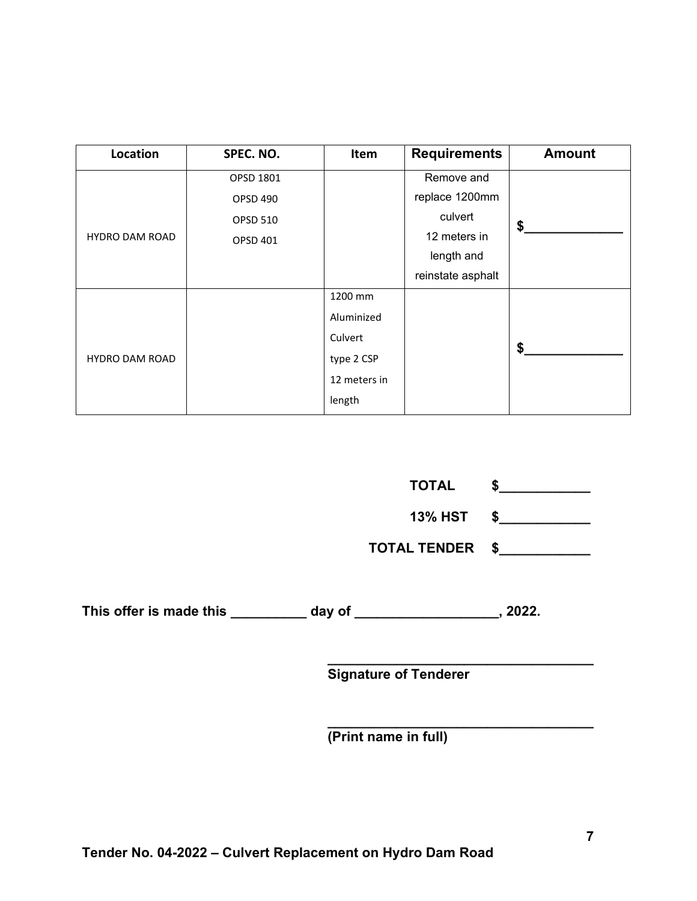| Location | SPEC. NO. | Item | Requirements | Amount |
|---|---|---|---|---|
| HYDRO DAM ROAD | OPSD 1801<br>OPSD 490<br>OPSD 510<br>OPSD 401 | | Remove and replace 1200mm culvert 12 meters in length and reinstate asphalt | $_____________ |
| HYDRO DAM ROAD | | 1200 mm Aluminized Culvert type 2 CSP 12 meters in length | | $_____________ |

**TOTAL $____________**

**13% HST $____________**

**TOTAL TENDER $____________**

**This offer is made this __________ day of ___________________, 2022.**

___________________________________
**Signature of Tenderer**

___________________________________
**(Print name in full)**

**Tender No. 04-2022 – Culvert Replacement on Hydro Dam Road**